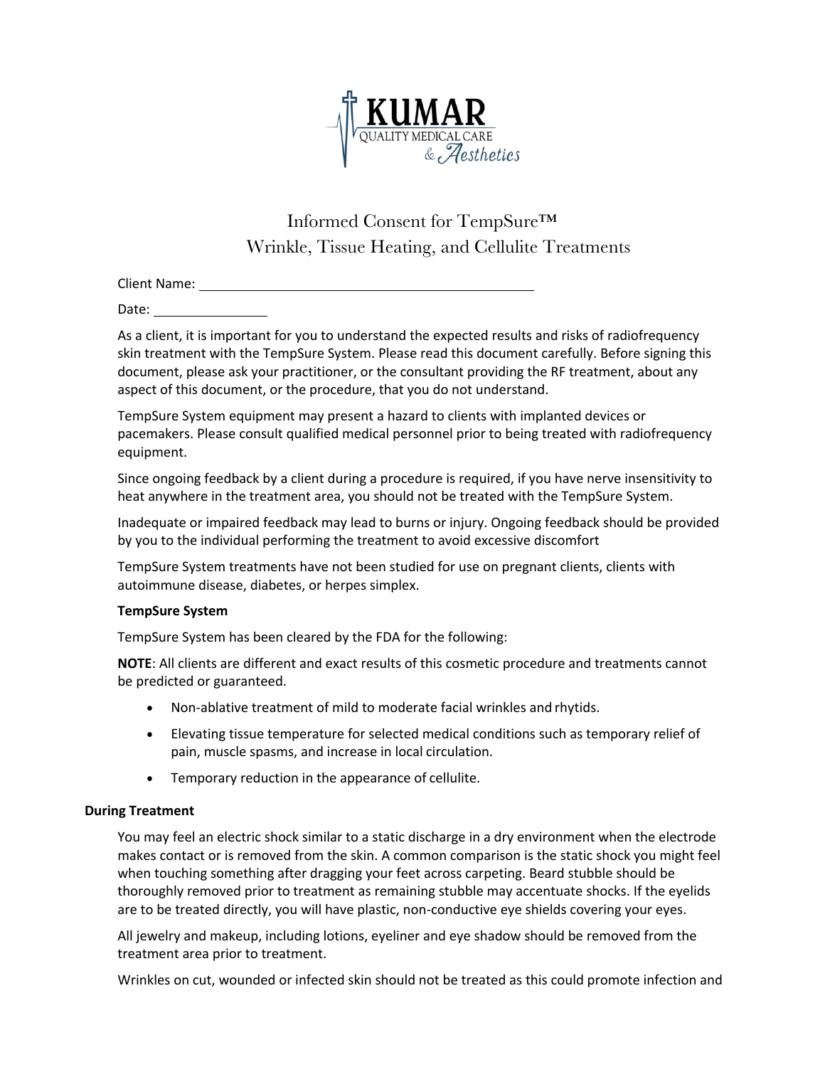KUMAR
QUALITY MEDICAL CARE
& Aesthetics

# Informed Consent for TempSure™ Wrinkle, Tissue Heating, and Cellulite Treatments

Client Name: ______________________________________________

Date: ________________

As a client, it is important for you to understand the expected results and risks of radiofrequency skin treatment with the TempSure System. Please read this document carefully. Before signing this document, please ask your practitioner, or the consultant providing the RF treatment, about any aspect of this document, or the procedure, that you do not understand.

TempSure System equipment may present a hazard to clients with implanted devices or pacemakers. Please consult qualified medical personnel prior to being treated with radiofrequency equipment.

Since ongoing feedback by a client during a procedure is required, if you have nerve insensitivity to heat anywhere in the treatment area, you should not be treated with the TempSure System.

Inadequate or impaired feedback may lead to burns or injury. Ongoing feedback should be provided by you to the individual performing the treatment to avoid excessive discomfort

TempSure System treatments have not been studied for use on pregnant clients, clients with autoimmune disease, diabetes, or herpes simplex.

**TempSure System**

TempSure System has been cleared by the FDA for the following:

**NOTE**: All clients are different and exact results of this cosmetic procedure and treatments cannot be predicted or guaranteed.

- Non-ablative treatment of mild to moderate facial wrinkles and rhytids.
- Elevating tissue temperature for selected medical conditions such as temporary relief of pain, muscle spasms, and increase in local circulation.
- Temporary reduction in the appearance of cellulite.

**During Treatment**

You may feel an electric shock similar to a static discharge in a dry environment when the electrode makes contact or is removed from the skin. A common comparison is the static shock you might feel when touching something after dragging your feet across carpeting. Beard stubble should be thoroughly removed prior to treatment as remaining stubble may accentuate shocks. If the eyelids are to be treated directly, you will have plastic, non-conductive eye shields covering your eyes.

All jewelry and makeup, including lotions, eyeliner and eye shadow should be removed from the treatment area prior to treatment.

Wrinkles on cut, wounded or infected skin should not be treated as this could promote infection and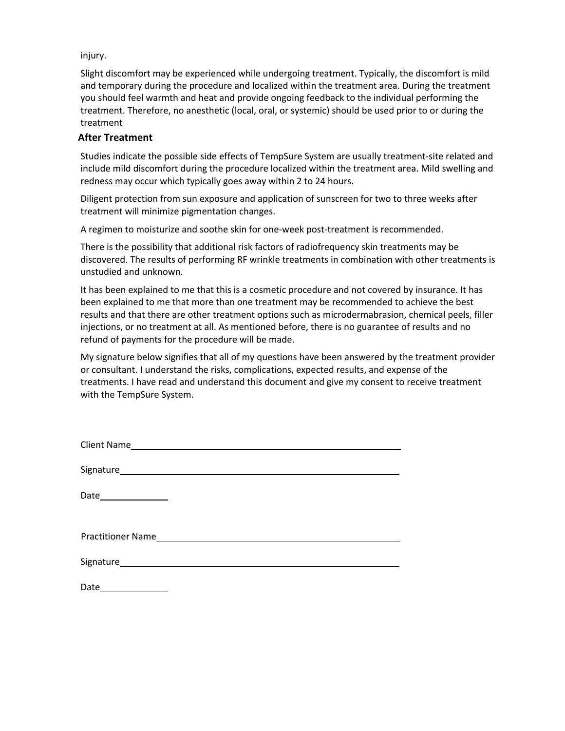injury.

Slight discomfort may be experienced while undergoing treatment. Typically, the discomfort is mild and temporary during the procedure and localized within the treatment area. During the treatment you should feel warmth and heat and provide ongoing feedback to the individual performing the treatment. Therefore, no anesthetic (local, oral, or systemic) should be used prior to or during the treatment

**After Treatment**

Studies indicate the possible side effects of TempSure System are usually treatment-site related and include mild discomfort during the procedure localized within the treatment area. Mild swelling and redness may occur which typically goes away within 2 to 24 hours.

Diligent protection from sun exposure and application of sunscreen for two to three weeks after treatment will minimize pigmentation changes.

A regimen to moisturize and soothe skin for one-week post-treatment is recommended.

There is the possibility that additional risk factors of radiofrequency skin treatments may be discovered. The results of performing RF wrinkle treatments in combination with other treatments is unstudied and unknown.

It has been explained to me that this is a cosmetic procedure and not covered by insurance. It has been explained to me that more than one treatment may be recommended to achieve the best results and that there are other treatment options such as microdermabrasion, chemical peels, filler injections, or no treatment at all. As mentioned before, there is no guarantee of results and no refund of payments for the procedure will be made.

My signature below signifies that all of my questions have been answered by the treatment provider or consultant. I understand the risks, complications, expected results, and expense of the treatments. I have read and understand this document and give my consent to receive treatment with the TempSure System.

Client Name\_\_\_\_\_\_\_\_\_\_\_\_\_\_\_\_\_\_\_\_\_\_\_\_\_\_\_\_\_\_\_\_\_\_\_\_\_\_\_\_

Signature\_\_\_\_\_\_\_\_\_\_\_\_\_\_\_\_\_\_\_\_\_\_\_\_\_\_\_\_\_\_\_\_\_\_\_\_\_\_\_\_\_\_\_

Date\_\_\_\_\_\_\_\_\_\_\_\_

Practitioner Name\_\_\_\_\_\_\_\_\_\_\_\_\_\_\_\_\_\_\_\_\_\_\_\_\_\_\_\_\_\_\_\_\_\_\_\_\_

Signature\_\_\_\_\_\_\_\_\_\_\_\_\_\_\_\_\_\_\_\_\_\_\_\_\_\_\_\_\_\_\_\_\_\_\_\_\_\_\_\_\_\_\_

Date\_\_\_\_\_\_\_\_\_\_\_\_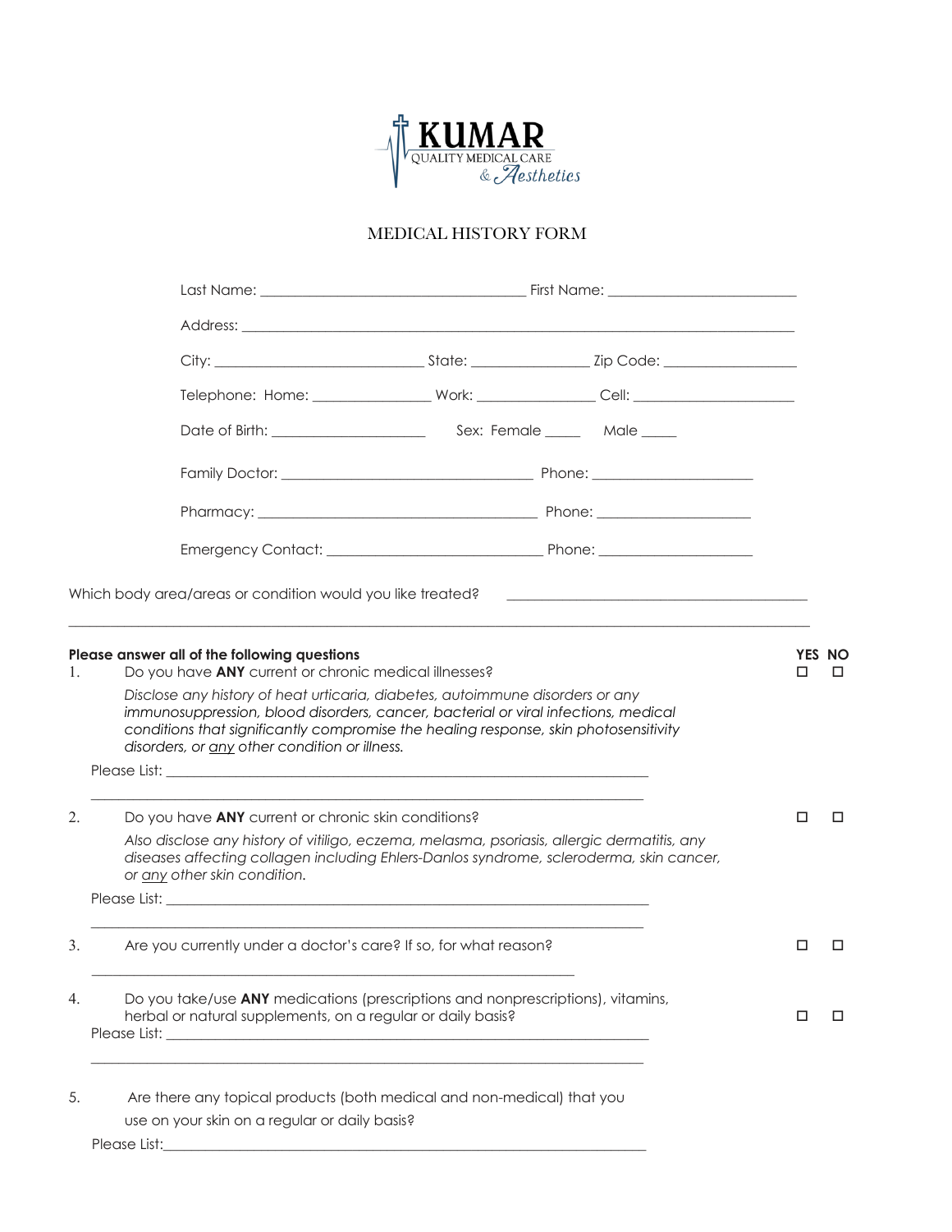KUMAR

QUALITY MEDICAL CARE

& Aesthetics

# MEDICAL HISTORY FORM

Last Name: ______________________________ First Name: ______________________

Address: ______________________________________________________________________

City: _________________________ State: ______________ Zip Code: ________________

Telephone: Home: ______________ Work: ______________ Cell: ____________________

Date of Birth: ____________________ Sex: Female _____ Male _____

Family Doctor: ______________________________ Phone: ____________________

Pharmacy: ________________________________ Phone: ____________________

Emergency Contact: __________________________ Phone: ____________________

Which body area/areas or condition would you like treated? ________________________________________

______________________________________________________________________________________

**Please answer all of the following questions**

| # | Question | YES | NO |
|---|---|---|---|
| 1. | Do you have **ANY** current or chronic medical illnesses? | ☐ | ☐ |
| 2. | Do you have **ANY** current or chronic skin conditions? | ☐ | ☐ |
| 3. | Are you currently under a doctor's care? If so, for what reason? | ☐ | ☐ |
| 4. | Do you take/use **ANY** medications (prescriptions and nonprescriptions), vitamins, herbal or natural supplements, on a regular or daily basis? | ☐ | ☐ |

1. Do you have **ANY** current or chronic medical illnesses?

   *Disclose any history of heat urticaria, diabetes, autoimmune disorders or any immunosuppression, blood disorders, cancer, bacterial or viral infections, medical conditions that significantly compromise the healing response, skin photosensitivity disorders, or any other condition or illness.*

   Please List: ______________________________________________________________

   ______________________________________________________________________

2. Do you have **ANY** current or chronic skin conditions?

   *Also disclose any history of vitiligo, eczema, melasma, psoriasis, allergic dermatitis, any diseases affecting collagen including Ehlers-Danlos syndrome, scleroderma, skin cancer, or any other skin condition.*

   Please List: ______________________________________________________________

   ______________________________________________________________________

3. Are you currently under a doctor's care? If so, for what reason?

   ______________________________________________________________________

4. Do you take/use **ANY** medications (prescriptions and nonprescriptions), vitamins, herbal or natural supplements, on a regular or daily basis?

   Please List: ______________________________________________________________

   ______________________________________________________________________

5. Are there any topical products (both medical and non-medical) that you use on your skin on a regular or daily basis?

   Please List: ______________________________________________________________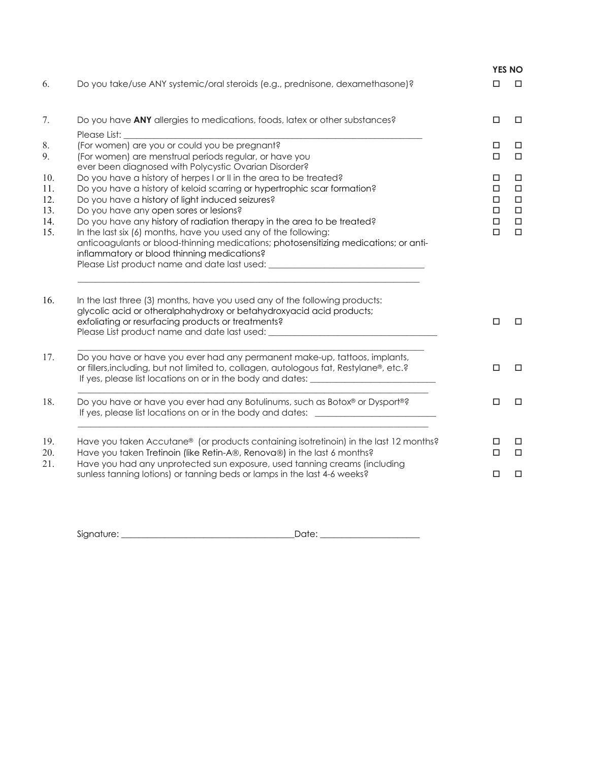| # | Question | YES | NO |
|---|---|---|---|
| 6. | Do you take/use ANY systemic/oral steroids (e.g., prednisone, dexamethasone)? | ☐ | ☐ |
| 7. | Do you have **ANY** allergies to medications, foods, latex or other substances? Please List: ____________________ | ☐ | ☐ |
| 8. | (For women) are you or could you be pregnant? | ☐ | ☐ |
| 9. | (For women) are menstrual periods regular, or have you ever been diagnosed with Polycystic Ovarian Disorder? | ☐ | ☐ |
| 10. | Do you have a history of herpes I or II in the area to be treated? | ☐ | ☐ |
| 11. | Do you have a history of keloid scarring or hypertrophic scar formation? | ☐ | ☐ |
| 12. | Do you have a history of light induced seizures? | ☐ | ☐ |
| 13. | Do you have any open sores or lesions? | ☐ | ☐ |
| 14. | Do you have any history of radiation therapy in the area to be treated? | ☐ | ☐ |
| 15. | In the last six (6) months, have you used any of the following: anticoagulants or blood-thinning medications; photosensitizing medications; or anti-inflammatory or blood thinning medications? Please List product name and date last used: ____________________ | ☐ | ☐ |
| 16. | In the last three (3) months, have you used any of the following products: glycolic acid or otheralphahydroxy or betahydroxyacid acid products; exfoliating or resurfacing products or treatments? Please List product name and date last used: ____________________ | ☐ | ☐ |
| 17. | Do you have or have you ever had any permanent make-up, tattoos, implants, or fillers,including, but not limited to, collagen, autologous fat, Restylane®, etc.? If yes, please list locations on or in the body and dates: ____________________ | ☐ | ☐ |
| 18. | Do you have or have you ever had any Botulinums, such as Botox® or Dysport®? If yes, please list locations on or in the body and dates: ____________________ | ☐ | ☐ |
| 19. | Have you taken Accutane® (or products containing isotretinoin) in the last 12 months? | ☐ | ☐ |
| 20. | Have you taken Tretinoin (like Retin-A®, Renova®) in the last 6 months? | ☐ | ☐ |
| 21. | Have you had any unprotected sun exposure, used tanning creams (including sunless tanning lotions) or tanning beds or lamps in the last 4-6 weeks? | ☐ | ☐ |

Signature: ______________________________ Date: ____________________